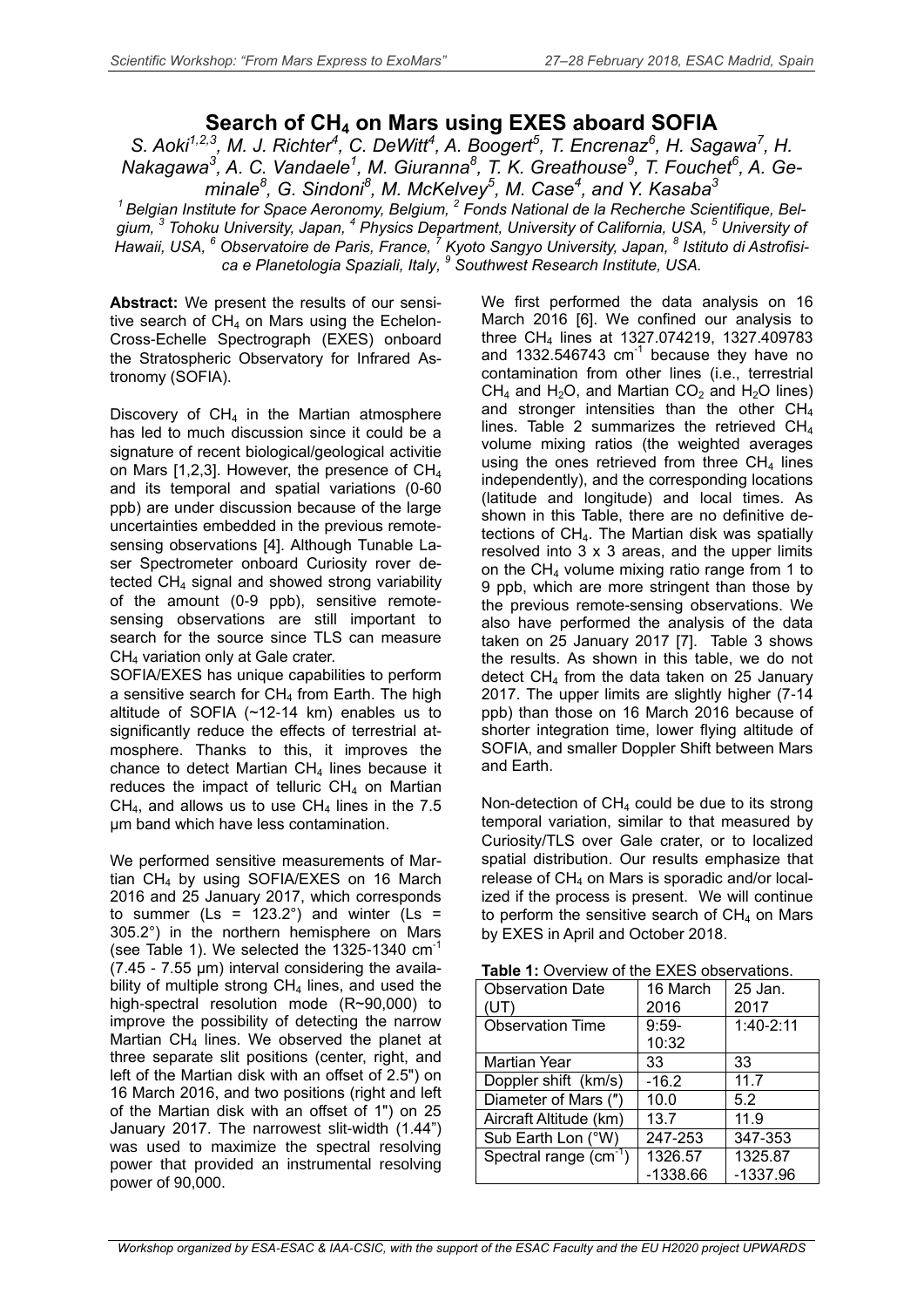# Search of $CH_4$ on Mars using EXES aboard SOFIA

*S. Aoki[1,2,3], M. J. Richter[4], C. DeWitt[4], A. Boogert[5], T. Encrenaz[6], H. Sagawa[7], H. Nakagawa[3], A. C. Vandaele[1], M. Giuranna[8], T. K. Greathouse[9], T. Fouchet[6], A. Geminale[8], G. Sindoni[8], M. McKelvey[5], M. Case[4], and Y. Kasaba[3]*

*[1] Belgian Institute for Space Aeronomy, Belgium, [2] Fonds National de la Recherche Scientifique, Belgium, [3] Tohoku University, Japan, [4] Physics Department, University of California, USA, [5] University of Hawaii, USA, [6] Observatoire de Paris, France, [7] Kyoto Sangyo University, Japan, [8] Istituto di Astrofisica e Planetologia Spaziali, Italy, [9] Southwest Research Institute, USA.*

**Abstract:** We present the results of our sensitive search of $CH_4$ on Mars using the Echelon-Cross-Echelle Spectrograph (EXES) onboard the Stratospheric Observatory for Infrared Astronomy (SOFIA).

Discovery of $CH_4$ in the Martian atmosphere has led to much discussion since it could be a signature of recent biological/geological activitie on Mars [1,2,3]. However, the presence of $CH_4$ and its temporal and spatial variations (0-60 ppb) are under discussion because of the large uncertainties embedded in the previous remote-sensing observations [4]. Although Tunable Laser Spectrometer onboard Curiosity rover detected $CH_4$ signal and showed strong variability of the amount (0-9 ppb), sensitive remote-sensing observations are still important to search for the source since TLS can measure $CH_4$ variation only at Gale crater.

SOFIA/EXES has unique capabilities to perform a sensitive search for $CH_4$ from Earth. The high altitude of SOFIA (~12-14 km) enables us to significantly reduce the effects of terrestrial atmosphere. Thanks to this, it improves the chance to detect Martian $CH_4$ lines because it reduces the impact of telluric $CH_4$ on Martian $CH_4$, and allows us to use $CH_4$ lines in the 7.5 µm band which have less contamination.

We performed sensitive measurements of Martian $CH_4$ by using SOFIA/EXES on 16 March 2016 and 25 January 2017, which corresponds to summer (Ls = 123.2°) and winter (Ls = 305.2°) in the northern hemisphere on Mars (see Table 1). We selected the 1325-1340 $cm^{-1}$ (7.45 - 7.55 µm) interval considering the availability of multiple strong $CH_4$ lines, and used the high-spectral resolution mode (R~90,000) to improve the possibility of detecting the narrow Martian $CH_4$ lines. We observed the planet at three separate slit positions (center, right, and left of the Martian disk with an offset of 2.5") on 16 March 2016, and two positions (right and left of the Martian disk with an offset of 1") on 25 January 2017. The narrowest slit-width (1.44") was used to maximize the spectral resolving power that provided an instrumental resolving power of 90,000.

We first performed the data analysis on 16 March 2016 [6]. We confined our analysis to three $CH_4$ lines at 1327.074219, 1327.409783 and 1332.546743 $cm^{-1}$ because they have no contamination from other lines (i.e., terrestrial $CH_4$ and $H_2O$, and Martian $CO_2$ and $H_2O$ lines) and stronger intensities than the other $CH_4$ lines. Table 2 summarizes the retrieved $CH_4$ volume mixing ratios (the weighted averages using the ones retrieved from three $CH_4$ lines independently), and the corresponding locations (latitude and longitude) and local times. As shown in this Table, there are no definitive detections of $CH_4$. The Martian disk was spatially resolved into 3 x 3 areas, and the upper limits on the $CH_4$ volume mixing ratio range from 1 to 9 ppb, which are more stringent than those by the previous remote-sensing observations. We also have performed the analysis of the data taken on 25 January 2017 [7]. Table 3 shows the results. As shown in this table, we do not detect $CH_4$ from the data taken on 25 January 2017. The upper limits are slightly higher (7-14 ppb) than those on 16 March 2016 because of shorter integration time, lower flying altitude of SOFIA, and smaller Doppler Shift between Mars and Earth.

Non-detection of $CH_4$ could be due to its strong temporal variation, similar to that measured by Curiosity/TLS over Gale crater, or to localized spatial distribution. Our results emphasize that release of $CH_4$ on Mars is sporadic and/or localized if the process is present. We will continue to perform the sensitive search of $CH_4$ on Mars by EXES in April and October 2018.

**Table 1:** Overview of the EXES observations.

| Observation Date (UT) | 16 March 2016 | 25 Jan. 2017 |
|---|---|---|
| Observation Time | 9:59-10:32 | 1:40-2:11 |
| Martian Year | 33 | 33 |
| Doppler shift (km/s) | -16.2 | 11.7 |
| Diameter of Mars (″) | 10.0 | 5.2 |
| Aircraft Altitude (km) | 13.7 | 11.9 |
| Sub Earth Lon (°W) | 247-253 | 347-353 |
| Spectral range ($cm^{-1}$) | 1326.57 -1338.66 | 1325.87 -1337.96 |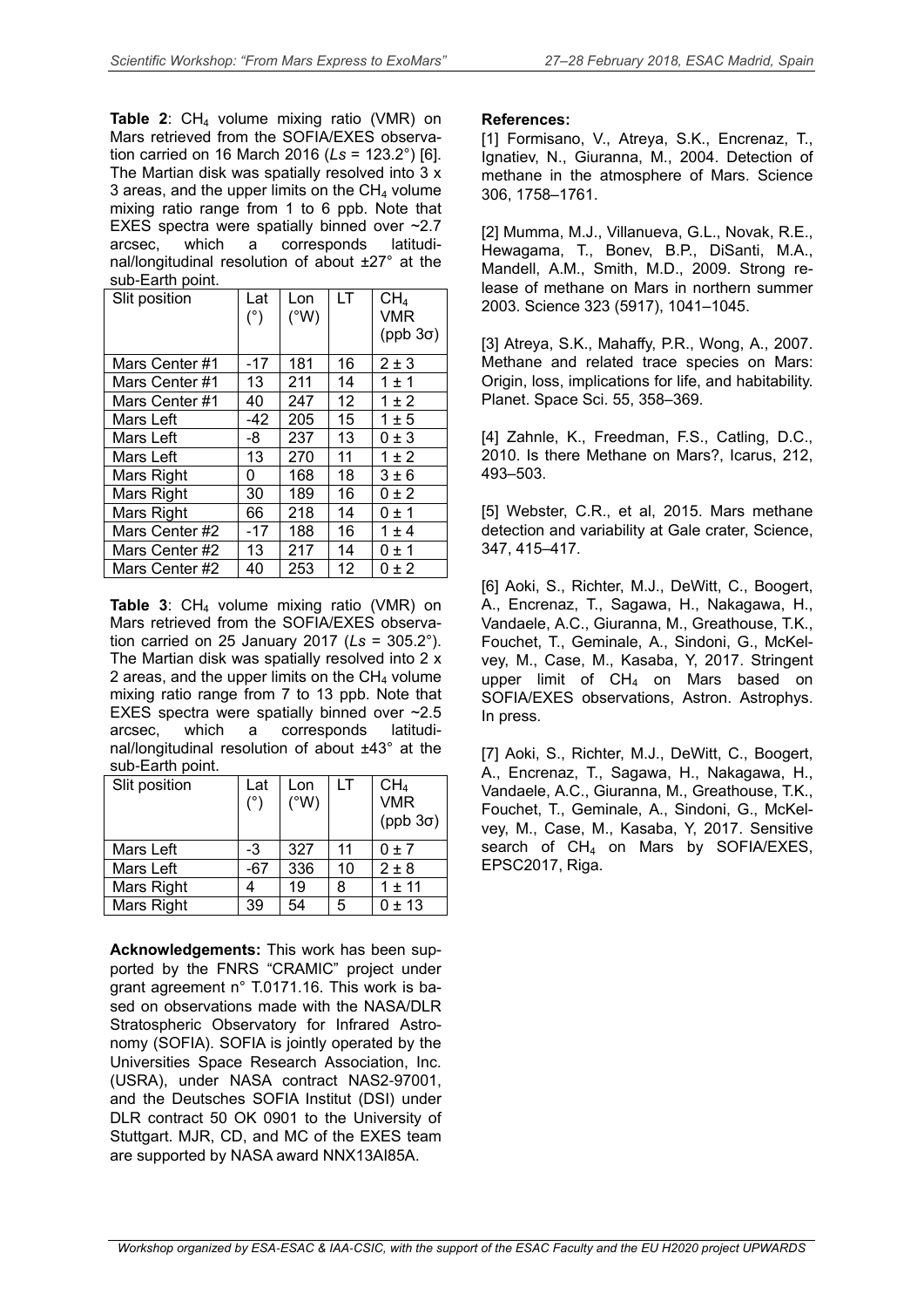**Table 2**: $CH_4$ volume mixing ratio (VMR) on Mars retrieved from the SOFIA/EXES observation carried on 16 March 2016 (*Ls* = 123.2°) [6]. The Martian disk was spatially resolved into 3 x 3 areas, and the upper limits on the $CH_4$ volume mixing ratio range from 1 to 6 ppb. Note that EXES spectra were spatially binned over ~2.7 arcsec, which a corresponds latitudinal/longitudinal resolution of about ±27° at the sub-Earth point.

| Slit position | Lat (°) | Lon (°W) | LT | $CH_4$ VMR (ppb 3σ) |
|---|---|---|---|---|
| Mars Center #1 | -17 | 181 | 16 | 2 ± 3 |
| Mars Center #1 | 13 | 211 | 14 | 1 ± 1 |
| Mars Center #1 | 40 | 247 | 12 | 1 ± 2 |
| Mars Left | -42 | 205 | 15 | 1 ± 5 |
| Mars Left | -8 | 237 | 13 | 0 ± 3 |
| Mars Left | 13 | 270 | 11 | 1 ± 2 |
| Mars Right | 0 | 168 | 18 | 3 ± 6 |
| Mars Right | 30 | 189 | 16 | 0 ± 2 |
| Mars Right | 66 | 218 | 14 | 0 ± 1 |
| Mars Center #2 | -17 | 188 | 16 | 1 ± 4 |
| Mars Center #2 | 13 | 217 | 14 | 0 ± 1 |
| Mars Center #2 | 40 | 253 | 12 | 0 ± 2 |

**Table 3**: $CH_4$ volume mixing ratio (VMR) on Mars retrieved from the SOFIA/EXES observation carried on 25 January 2017 (*Ls* = 305.2°). The Martian disk was spatially resolved into 2 x 2 areas, and the upper limits on the $CH_4$ volume mixing ratio range from 7 to 13 ppb. Note that EXES spectra were spatially binned over ~2.5 arcsec, which a corresponds latitudinal/longitudinal resolution of about ±43° at the sub-Earth point.

| Slit position | Lat (°) | Lon (°W) | LT | $CH_4$ VMR (ppb 3σ) |
|---|---|---|---|---|
| Mars Left | -3 | 327 | 11 | 0 ± 7 |
| Mars Left | -67 | 336 | 10 | 2 ± 8 |
| Mars Right | 4 | 19 | 8 | 1 ± 11 |
| Mars Right | 39 | 54 | 5 | 0 ± 13 |

**Acknowledgements:** This work has been supported by the FNRS "CRAMIC" project under grant agreement n° T.0171.16. This work is based on observations made with the NASA/DLR Stratospheric Observatory for Infrared Astronomy (SOFIA). SOFIA is jointly operated by the Universities Space Research Association, Inc. (USRA), under NASA contract NAS2-97001, and the Deutsches SOFIA Institut (DSI) under DLR contract 50 OK 0901 to the University of Stuttgart. MJR, CD, and MC of the EXES team are supported by NASA award NNX13AI85A.

**References:**

[1] Formisano, V., Atreya, S.K., Encrenaz, T., Ignatiev, N., Giuranna, M., 2004. Detection of methane in the atmosphere of Mars. Science 306, 1758–1761.

[2] Mumma, M.J., Villanueva, G.L., Novak, R.E., Hewagama, T., Bonev, B.P., DiSanti, M.A., Mandell, A.M., Smith, M.D., 2009. Strong release of methane on Mars in northern summer 2003. Science 323 (5917), 1041–1045.

[3] Atreya, S.K., Mahaffy, P.R., Wong, A., 2007. Methane and related trace species on Mars: Origin, loss, implications for life, and habitability. Planet. Space Sci. 55, 358–369.

[4] Zahnle, K., Freedman, F.S., Catling, D.C., 2010. Is there Methane on Mars?, Icarus, 212, 493–503.

[5] Webster, C.R., et al, 2015. Mars methane detection and variability at Gale crater, Science, 347, 415–417.

[6] Aoki, S., Richter, M.J., DeWitt, C., Boogert, A., Encrenaz, T., Sagawa, H., Nakagawa, H., Vandaele, A.C., Giuranna, M., Greathouse, T.K., Fouchet, T., Geminale, A., Sindoni, G., McKelvey, M., Case, M., Kasaba, Y, 2017. Stringent upper limit of $CH_4$ on Mars based on SOFIA/EXES observations, Astron. Astrophys. In press.

[7] Aoki, S., Richter, M.J., DeWitt, C., Boogert, A., Encrenaz, T., Sagawa, H., Nakagawa, H., Vandaele, A.C., Giuranna, M., Greathouse, T.K., Fouchet, T., Geminale, A., Sindoni, G., McKelvey, M., Case, M., Kasaba, Y, 2017. Sensitive search of $CH_4$ on Mars by SOFIA/EXES, EPSC2017, Riga.